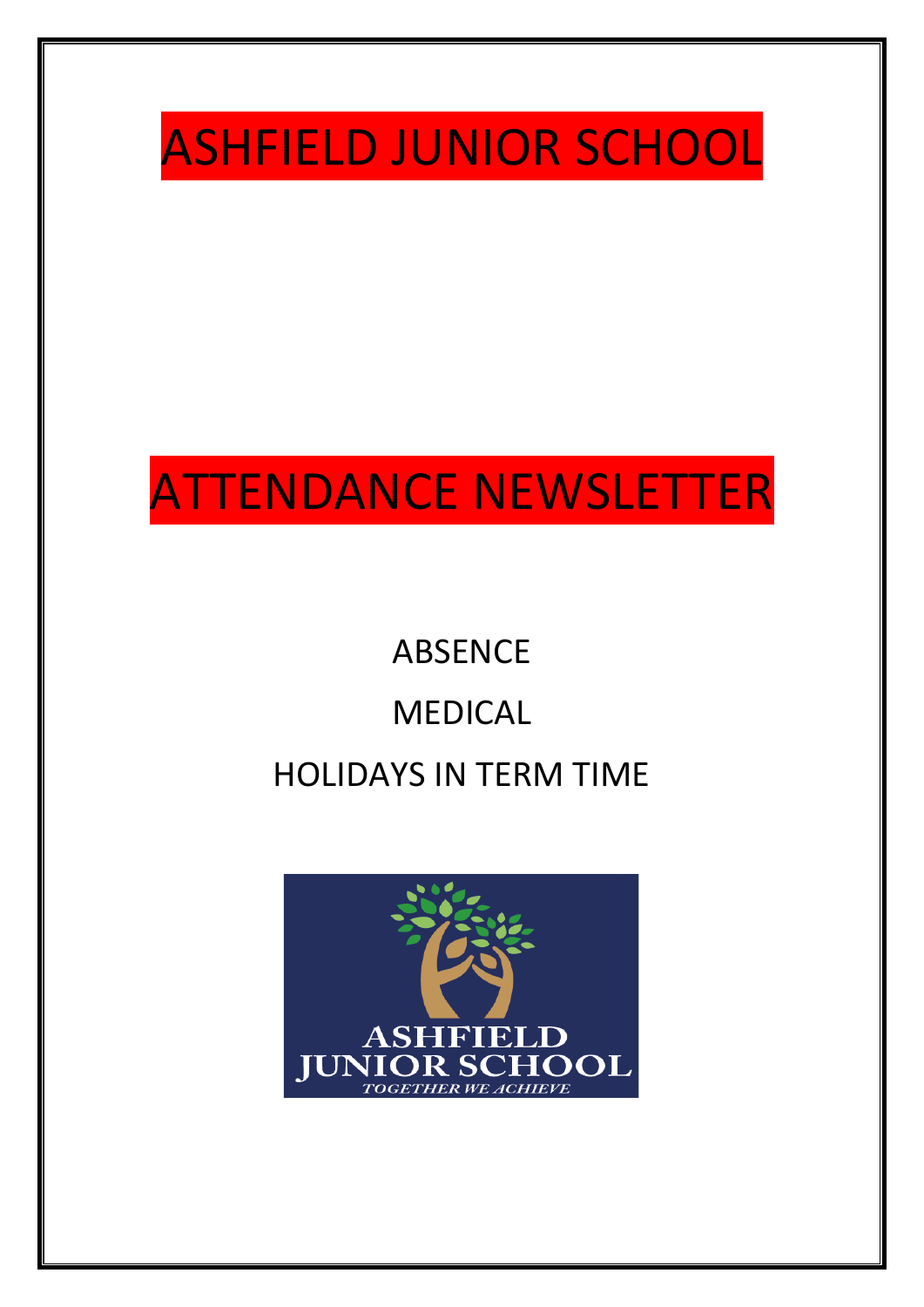# ASHFIELD JUNIOR SCHOOL

# ATTENDANCE NEWSLETTER

ABSENCE

MEDICAL

HOLIDAYS IN TERM TIME

ASHFIELD JUNIOR SCHOOL

*TOGETHER WE ACHIEVE*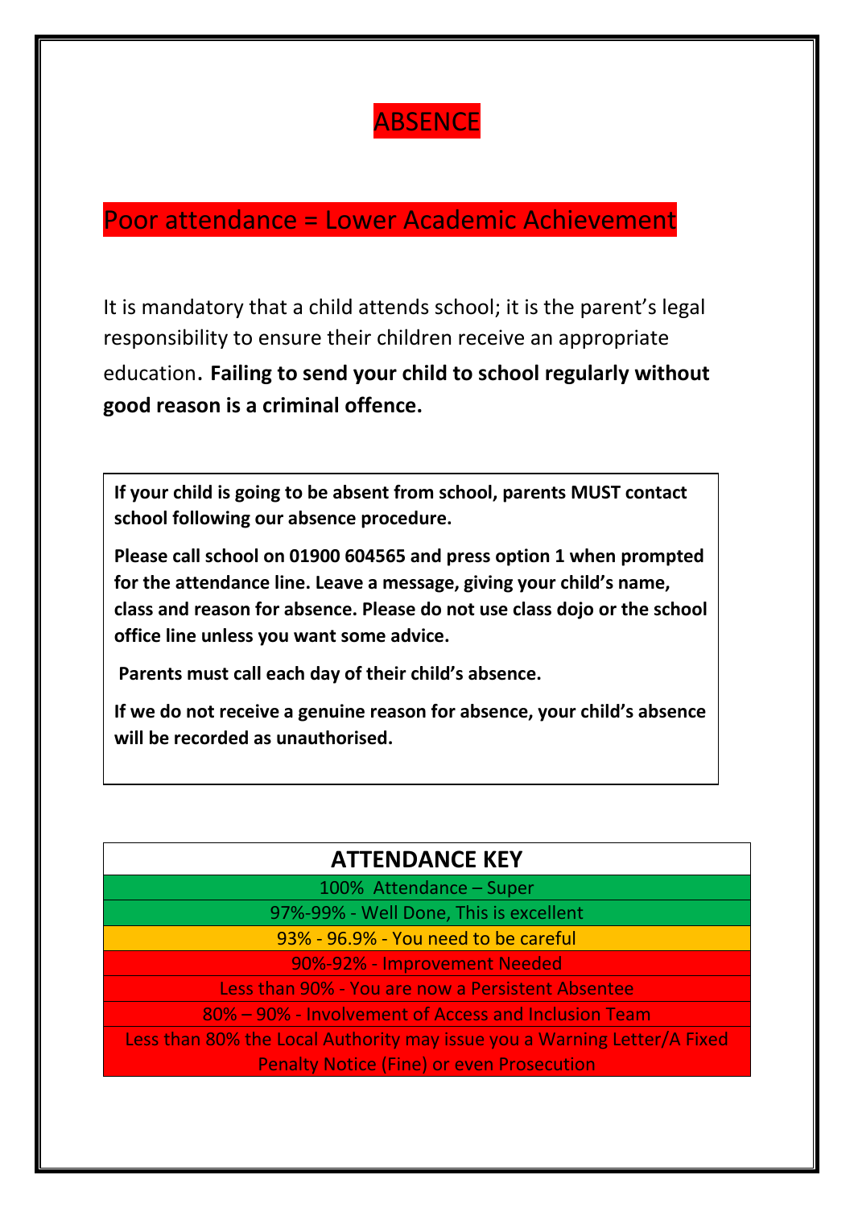# ABSENCE

## Poor attendance = Lower Academic Achievement

It is mandatory that a child attends school; it is the parent's legal responsibility to ensure their children receive an appropriate education. **Failing to send your child to school regularly without good reason is a criminal offence.**

**If your child is going to be absent from school, parents MUST contact school following our absence procedure.**

**Please call school on 01900 604565 and press option 1 when prompted for the attendance line. Leave a message, giving your child's name, class and reason for absence. Please do not use class dojo or the school office line unless you want some advice.**

**Parents must call each day of their child's absence.**

**If we do not receive a genuine reason for absence, your child's absence will be recorded as unauthorised.**

| ATTENDANCE KEY |
|---|
| 100% Attendance – Super |
| 97%-99% - Well Done, This is excellent |
| 93% - 96.9% - You need to be careful |
| 90%-92% - Improvement Needed |
| Less than 90% - You are now a Persistent Absentee |
| 80% – 90% - Involvement of Access and Inclusion Team |
| Less than 80% the Local Authority may issue you a Warning Letter/A Fixed Penalty Notice (Fine) or even Prosecution |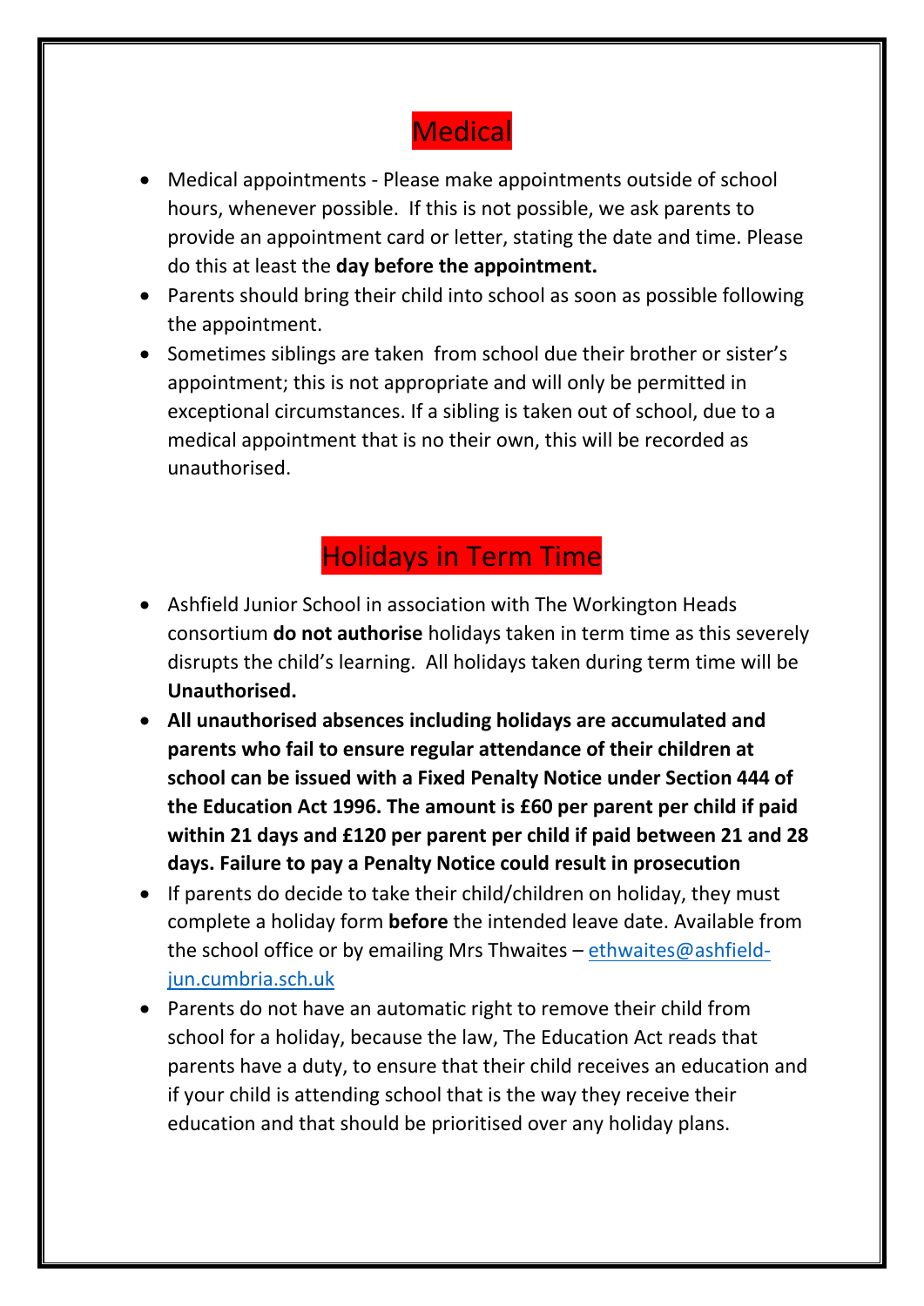## Medical

- Medical appointments - Please make appointments outside of school hours, whenever possible. If this is not possible, we ask parents to provide an appointment card or letter, stating the date and time. Please do this at least the **day before the appointment.**
- Parents should bring their child into school as soon as possible following the appointment.
- Sometimes siblings are taken from school due their brother or sister's appointment; this is not appropriate and will only be permitted in exceptional circumstances. If a sibling is taken out of school, due to a medical appointment that is no their own, this will be recorded as unauthorised.

## Holidays in Term Time

- Ashfield Junior School in association with The Workington Heads consortium **do not authorise** holidays taken in term time as this severely disrupts the child's learning. All holidays taken during term time will be **Unauthorised.**
- **All unauthorised absences including holidays are accumulated and parents who fail to ensure regular attendance of their children at school can be issued with a Fixed Penalty Notice under Section 444 of the Education Act 1996. The amount is £60 per parent per child if paid within 21 days and £120 per parent per child if paid between 21 and 28 days. Failure to pay a Penalty Notice could result in prosecution**
- If parents do decide to take their child/children on holiday, they must complete a holiday form **before** the intended leave date. Available from the school office or by emailing Mrs Thwaites – [ethwaites@ashfield-jun.cumbria.sch.uk](mailto:ethwaites@ashfield-jun.cumbria.sch.uk)
- Parents do not have an automatic right to remove their child from school for a holiday, because the law, The Education Act reads that parents have a duty, to ensure that their child receives an education and if your child is attending school that is the way they receive their education and that should be prioritised over any holiday plans.